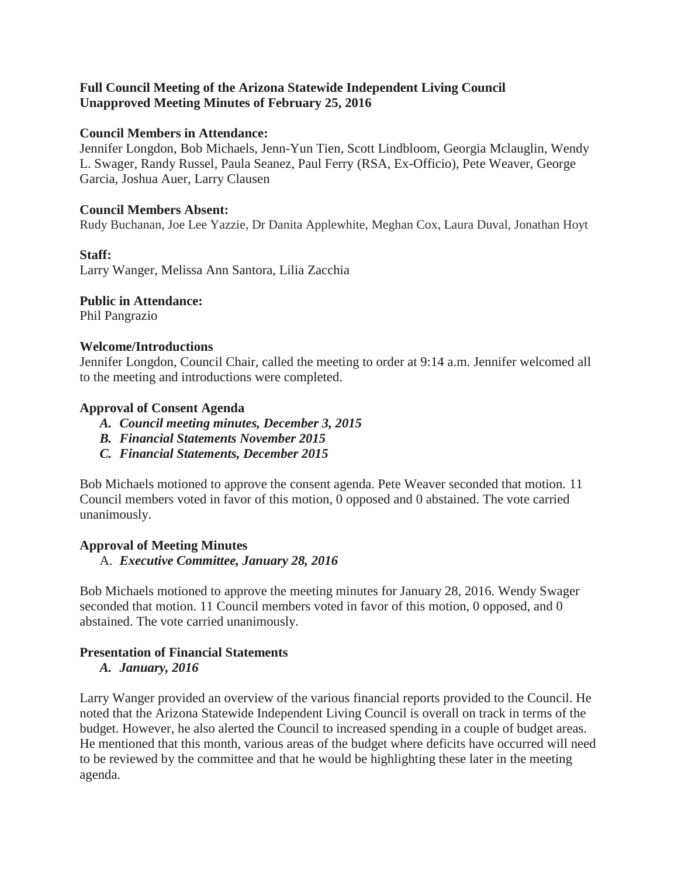**Full Council Meeting of the Arizona Statewide Independent Living Council**
**Unapproved Meeting Minutes of February 25, 2016**

**Council Members in Attendance:**
Jennifer Longdon, Bob Michaels, Jenn-Yun Tien, Scott Lindbloom, Georgia Mclauglin, Wendy L. Swager, Randy Russel, Paula Seanez, Paul Ferry (RSA, Ex-Officio), Pete Weaver, George Garcia, Joshua Auer, Larry Clausen

**Council Members Absent:**
Rudy Buchanan, Joe Lee Yazzie, Dr Danita Applewhite, Meghan Cox, Laura Duval, Jonathan Hoyt

**Staff:**
Larry Wanger, Melissa Ann Santora, Lilia Zacchia

**Public in Attendance:**
Phil Pangrazio

**Welcome/Introductions**
Jennifer Longdon, Council Chair, called the meeting to order at 9:14 a.m. Jennifer welcomed all to the meeting and introductions were completed.

**Approval of Consent Agenda**

- ***A. Council meeting minutes, December 3, 2015***
- ***B. Financial Statements November 2015***
- ***C. Financial Statements, December 2015***

Bob Michaels motioned to approve the consent agenda. Pete Weaver seconded that motion. 11 Council members voted in favor of this motion, 0 opposed and 0 abstained. The vote carried unanimously.

**Approval of Meeting Minutes**

A. ***Executive Committee, January 28, 2016***

Bob Michaels motioned to approve the meeting minutes for January 28, 2016. Wendy Swager seconded that motion. 11 Council members voted in favor of this motion, 0 opposed, and 0 abstained. The vote carried unanimously.

**Presentation of Financial Statements**

***A. January, 2016***

Larry Wanger provided an overview of the various financial reports provided to the Council. He noted that the Arizona Statewide Independent Living Council is overall on track in terms of the budget. However, he also alerted the Council to increased spending in a couple of budget areas. He mentioned that this month, various areas of the budget where deficits have occurred will need to be reviewed by the committee and that he would be highlighting these later in the meeting agenda.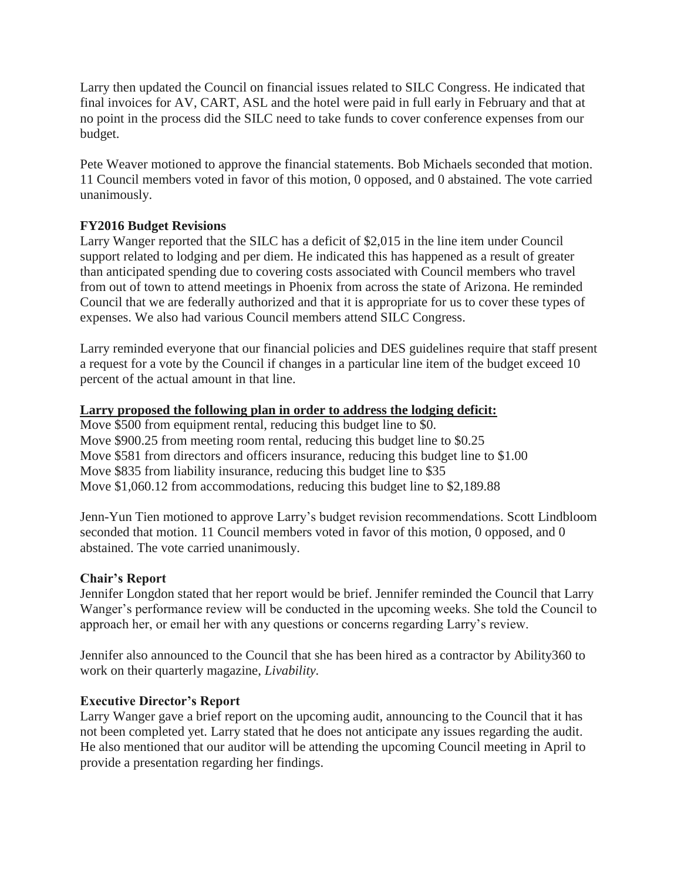Larry then updated the Council on financial issues related to SILC Congress. He indicated that final invoices for AV, CART, ASL and the hotel were paid in full early in February and that at no point in the process did the SILC need to take funds to cover conference expenses from our budget.

Pete Weaver motioned to approve the financial statements. Bob Michaels seconded that motion. 11 Council members voted in favor of this motion, 0 opposed, and 0 abstained. The vote carried unanimously.

**FY2016 Budget Revisions**

Larry Wanger reported that the SILC has a deficit of $2,015 in the line item under Council support related to lodging and per diem. He indicated this has happened as a result of greater than anticipated spending due to covering costs associated with Council members who travel from out of town to attend meetings in Phoenix from across the state of Arizona. He reminded Council that we are federally authorized and that it is appropriate for us to cover these types of expenses. We also had various Council members attend SILC Congress.

Larry reminded everyone that our financial policies and DES guidelines require that staff present a request for a vote by the Council if changes in a particular line item of the budget exceed 10 percent of the actual amount in that line.

**<u>Larry proposed the following plan in order to address the lodging deficit:</u>**

Move $500 from equipment rental, reducing this budget line to $0.
Move $900.25 from meeting room rental, reducing this budget line to $0.25
Move $581 from directors and officers insurance, reducing this budget line to $1.00
Move $835 from liability insurance, reducing this budget line to $35
Move $1,060.12 from accommodations, reducing this budget line to $2,189.88

Jenn-Yun Tien motioned to approve Larry's budget revision recommendations. Scott Lindbloom seconded that motion. 11 Council members voted in favor of this motion, 0 opposed, and 0 abstained. The vote carried unanimously.

**Chair's Report**

Jennifer Longdon stated that her report would be brief. Jennifer reminded the Council that Larry Wanger's performance review will be conducted in the upcoming weeks. She told the Council to approach her, or email her with any questions or concerns regarding Larry's review.

Jennifer also announced to the Council that she has been hired as a contractor by Ability360 to work on their quarterly magazine, *Livability*.

**Executive Director's Report**

Larry Wanger gave a brief report on the upcoming audit, announcing to the Council that it has not been completed yet. Larry stated that he does not anticipate any issues regarding the audit. He also mentioned that our auditor will be attending the upcoming Council meeting in April to provide a presentation regarding her findings.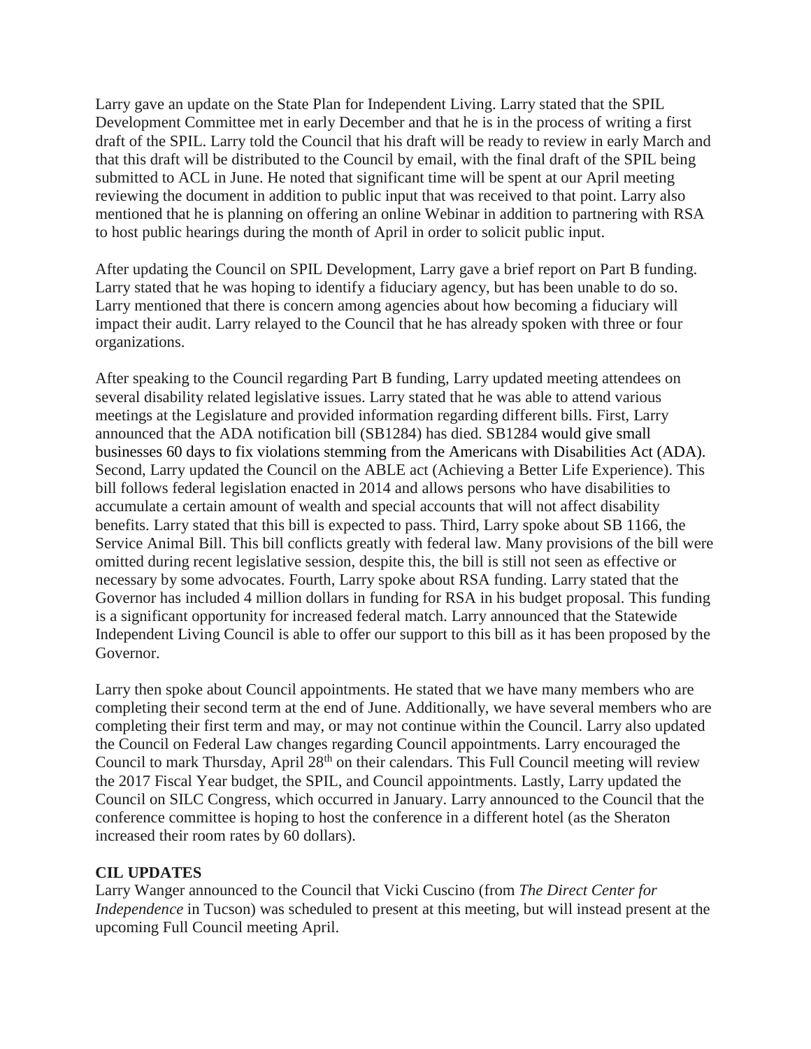Larry gave an update on the State Plan for Independent Living. Larry stated that the SPIL Development Committee met in early December and that he is in the process of writing a first draft of the SPIL. Larry told the Council that his draft will be ready to review in early March and that this draft will be distributed to the Council by email, with the final draft of the SPIL being submitted to ACL in June. He noted that significant time will be spent at our April meeting reviewing the document in addition to public input that was received to that point. Larry also mentioned that he is planning on offering an online Webinar in addition to partnering with RSA to host public hearings during the month of April in order to solicit public input.

After updating the Council on SPIL Development, Larry gave a brief report on Part B funding. Larry stated that he was hoping to identify a fiduciary agency, but has been unable to do so. Larry mentioned that there is concern among agencies about how becoming a fiduciary will impact their audit. Larry relayed to the Council that he has already spoken with three or four organizations.

After speaking to the Council regarding Part B funding, Larry updated meeting attendees on several disability related legislative issues. Larry stated that he was able to attend various meetings at the Legislature and provided information regarding different bills. First, Larry announced that the ADA notification bill (SB1284) has died. SB1284 would give small businesses 60 days to fix violations stemming from the Americans with Disabilities Act (ADA). Second, Larry updated the Council on the ABLE act (Achieving a Better Life Experience). This bill follows federal legislation enacted in 2014 and allows persons who have disabilities to accumulate a certain amount of wealth and special accounts that will not affect disability benefits. Larry stated that this bill is expected to pass. Third, Larry spoke about SB 1166, the Service Animal Bill. This bill conflicts greatly with federal law. Many provisions of the bill were omitted during recent legislative session, despite this, the bill is still not seen as effective or necessary by some advocates. Fourth, Larry spoke about RSA funding. Larry stated that the Governor has included 4 million dollars in funding for RSA in his budget proposal. This funding is a significant opportunity for increased federal match. Larry announced that the Statewide Independent Living Council is able to offer our support to this bill as it has been proposed by the Governor.

Larry then spoke about Council appointments. He stated that we have many members who are completing their second term at the end of June. Additionally, we have several members who are completing their first term and may, or may not continue within the Council. Larry also updated the Council on Federal Law changes regarding Council appointments. Larry encouraged the Council to mark Thursday, April 28th on their calendars. This Full Council meeting will review the 2017 Fiscal Year budget, the SPIL, and Council appointments. Lastly, Larry updated the Council on SILC Congress, which occurred in January. Larry announced to the Council that the conference committee is hoping to host the conference in a different hotel (as the Sheraton increased their room rates by 60 dollars).

**CIL UPDATES**

Larry Wanger announced to the Council that Vicki Cuscino (from *The Direct Center for Independence* in Tucson) was scheduled to present at this meeting, but will instead present at the upcoming Full Council meeting April.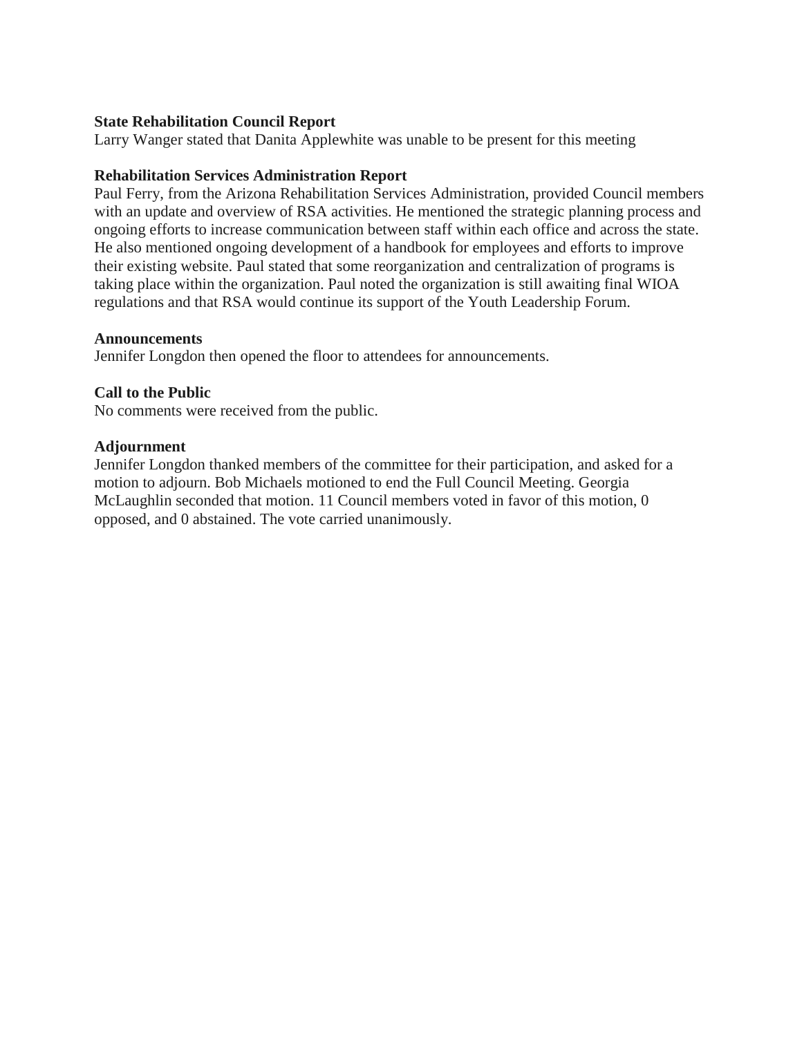**State Rehabilitation Council Report**

Larry Wanger stated that Danita Applewhite was unable to be present for this meeting

**Rehabilitation Services Administration Report**

Paul Ferry, from the Arizona Rehabilitation Services Administration, provided Council members with an update and overview of RSA activities. He mentioned the strategic planning process and ongoing efforts to increase communication between staff within each office and across the state. He also mentioned ongoing development of a handbook for employees and efforts to improve their existing website. Paul stated that some reorganization and centralization of programs is taking place within the organization. Paul noted the organization is still awaiting final WIOA regulations and that RSA would continue its support of the Youth Leadership Forum.

**Announcements**

Jennifer Longdon then opened the floor to attendees for announcements.

**Call to the Public**

No comments were received from the public.

**Adjournment**

Jennifer Longdon thanked members of the committee for their participation, and asked for a motion to adjourn. Bob Michaels motioned to end the Full Council Meeting. Georgia McLaughlin seconded that motion. 11 Council members voted in favor of this motion, 0 opposed, and 0 abstained. The vote carried unanimously.